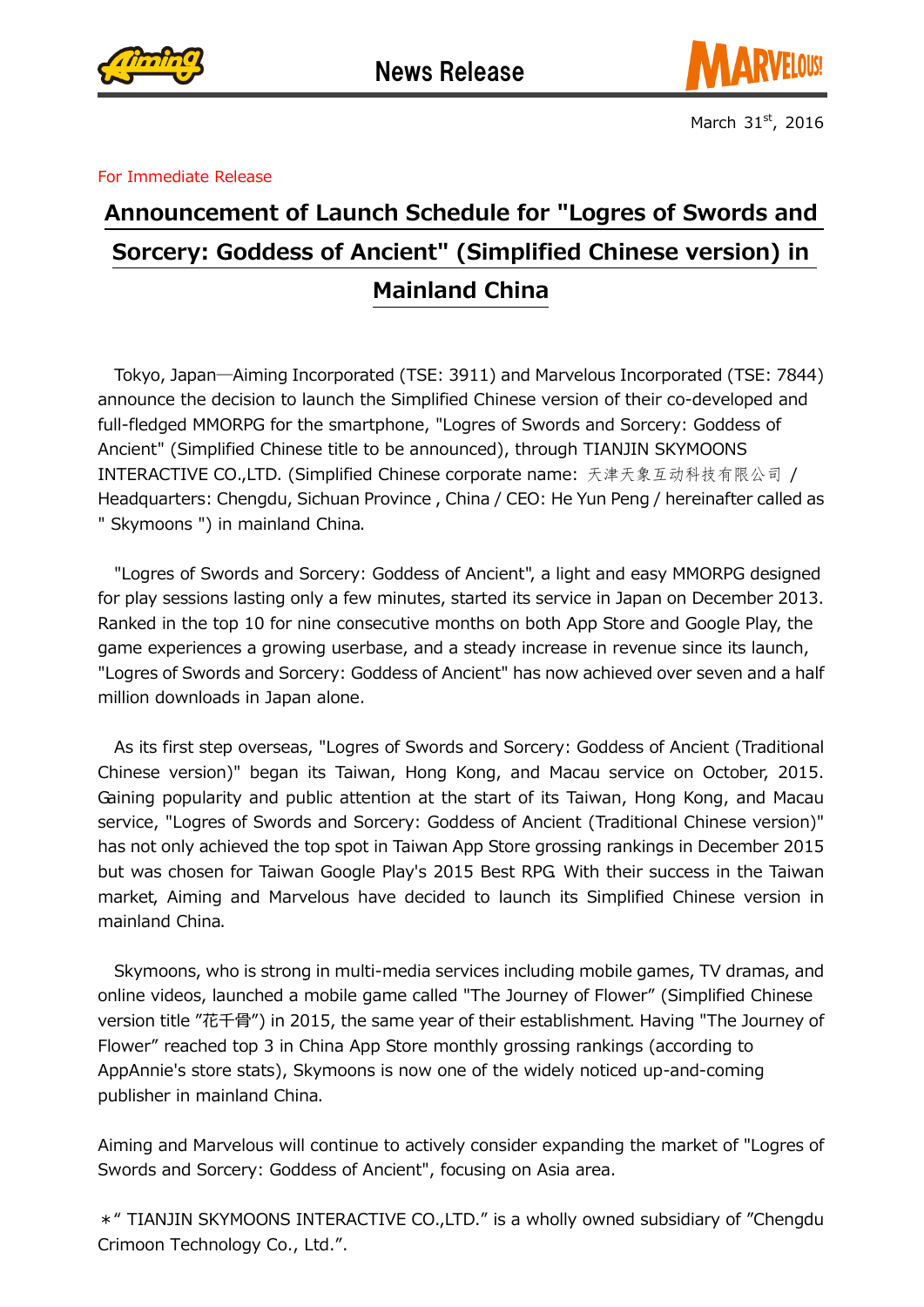News Release

March 31st, 2016

For Immediate Release

# Announcement of Launch Schedule for "Logres of Swords and Sorcery: Goddess of Ancient" (Simplified Chinese version) in Mainland China

Tokyo, Japan—Aiming Incorporated (TSE: 3911) and Marvelous Incorporated (TSE: 7844) announce the decision to launch the Simplified Chinese version of their co-developed and full-fledged MMORPG for the smartphone, "Logres of Swords and Sorcery: Goddess of Ancient" (Simplified Chinese title to be announced), through TIANJIN SKYMOONS INTERACTIVE CO.,LTD. (Simplified Chinese corporate name: 天津天象互动科技有限公司 / Headquarters: Chengdu, Sichuan Province , China / CEO: He Yun Peng / hereinafter called as " Skymoons ") in mainland China.

"Logres of Swords and Sorcery: Goddess of Ancient", a light and easy MMORPG designed for play sessions lasting only a few minutes, started its service in Japan on December 2013. Ranked in the top 10 for nine consecutive months on both App Store and Google Play, the game experiences a growing userbase, and a steady increase in revenue since its launch, "Logres of Swords and Sorcery: Goddess of Ancient" has now achieved over seven and a half million downloads in Japan alone.

As its first step overseas, "Logres of Swords and Sorcery: Goddess of Ancient (Traditional Chinese version)" began its Taiwan, Hong Kong, and Macau service on October, 2015. Gaining popularity and public attention at the start of its Taiwan, Hong Kong, and Macau service, "Logres of Swords and Sorcery: Goddess of Ancient (Traditional Chinese version)" has not only achieved the top spot in Taiwan App Store grossing rankings in December 2015 but was chosen for Taiwan Google Play's 2015 Best RPG. With their success in the Taiwan market, Aiming and Marvelous have decided to launch its Simplified Chinese version in mainland China.

Skymoons, who is strong in multi-media services including mobile games, TV dramas, and online videos, launched a mobile game called "The Journey of Flower" (Simplified Chinese version title "花千骨") in 2015, the same year of their establishment. Having "The Journey of Flower" reached top 3 in China App Store monthly grossing rankings (according to AppAnnie's store stats), Skymoons is now one of the widely noticed up-and-coming publisher in mainland China.

Aiming and Marvelous will continue to actively consider expanding the market of "Logres of Swords and Sorcery: Goddess of Ancient", focusing on Asia area.

＊" TIANJIN SKYMOONS INTERACTIVE CO.,LTD." is a wholly owned subsidiary of "Chengdu Crimoon Technology Co., Ltd.".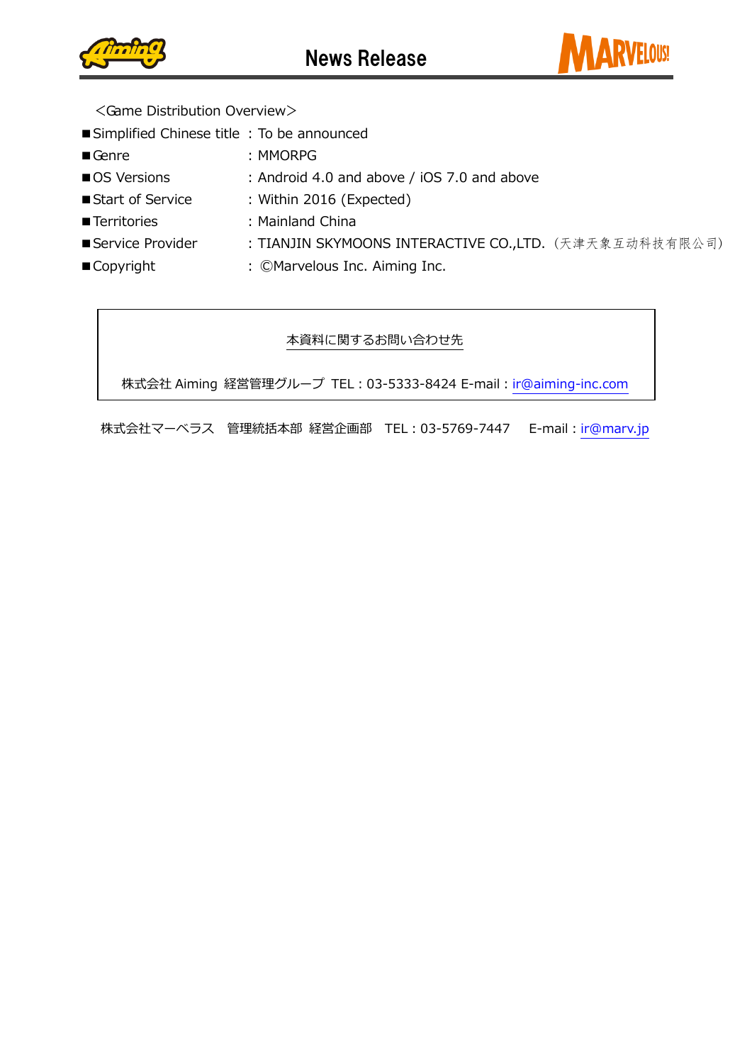<Game Distribution Overview>

■Simplified Chinese title : To be announced
■Genre : MMORPG
■OS Versions : Android 4.0 and above / iOS 7.0 and above
■Start of Service : Within 2016 (Expected)
■Territories : Mainland China
■Service Provider : TIANJIN SKYMOONS INTERACTIVE CO.,LTD.（天津天象互动科技有限公司）
■Copyright : ©Marvelous Inc. Aiming Inc.

本資料に関するお問い合わせ先

株式会社 Aiming 経営管理グループ TEL：03-5333-8424 E-mail：ir@aiming-inc.com

株式会社マーベラス 管理統括本部 経営企画部 TEL：03-5769-7447 E-mail：ir@marv.jp